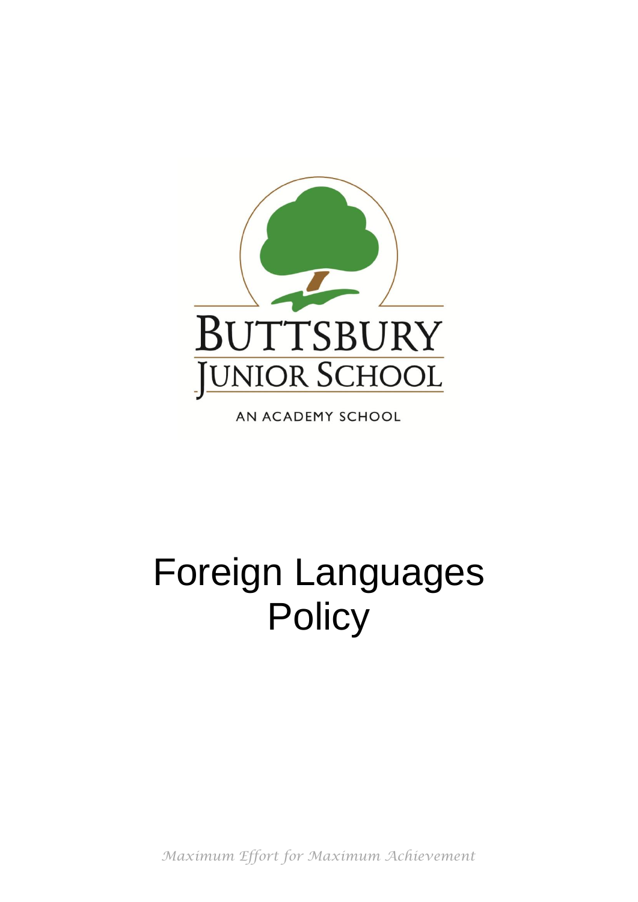BUTTSBURY

JUNIOR SCHOOL

AN ACADEMY SCHOOL

# Foreign Languages Policy

*Maximum Effort for Maximum Achievement*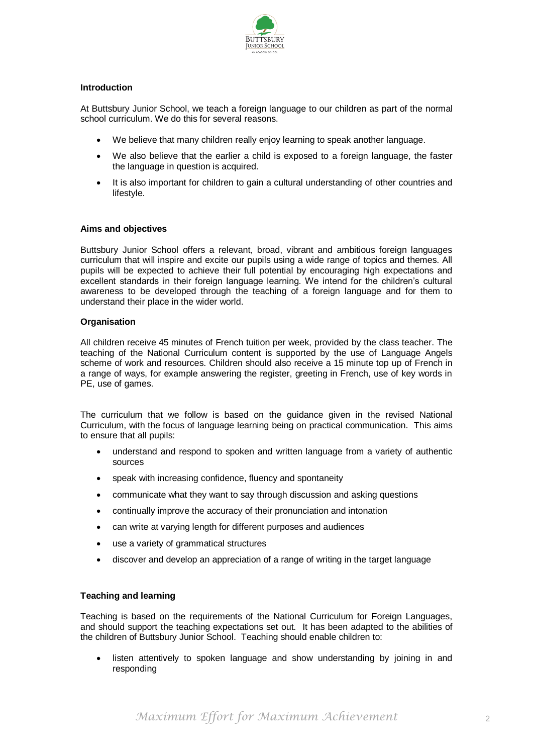**Introduction**

At Buttsbury Junior School, we teach a foreign language to our children as part of the normal school curriculum. We do this for several reasons.

- We believe that many children really enjoy learning to speak another language.
- We also believe that the earlier a child is exposed to a foreign language, the faster the language in question is acquired.
- It is also important for children to gain a cultural understanding of other countries and lifestyle.

**Aims and objectives**

Buttsbury Junior School offers a relevant, broad, vibrant and ambitious foreign languages curriculum that will inspire and excite our pupils using a wide range of topics and themes. All pupils will be expected to achieve their full potential by encouraging high expectations and excellent standards in their foreign language learning. We intend for the children's cultural awareness to be developed through the teaching of a foreign language and for them to understand their place in the wider world.

**Organisation**

All children receive 45 minutes of French tuition per week, provided by the class teacher. The teaching of the National Curriculum content is supported by the use of Language Angels scheme of work and resources. Children should also receive a 15 minute top up of French in a range of ways, for example answering the register, greeting in French, use of key words in PE, use of games.

The curriculum that we follow is based on the guidance given in the revised National Curriculum, with the focus of language learning being on practical communication. This aims to ensure that all pupils:

- understand and respond to spoken and written language from a variety of authentic sources
- speak with increasing confidence, fluency and spontaneity
- communicate what they want to say through discussion and asking questions
- continually improve the accuracy of their pronunciation and intonation
- can write at varying length for different purposes and audiences
- use a variety of grammatical structures
- discover and develop an appreciation of a range of writing in the target language

**Teaching and learning**

Teaching is based on the requirements of the National Curriculum for Foreign Languages, and should support the teaching expectations set out. It has been adapted to the abilities of the children of Buttsbury Junior School. Teaching should enable children to:

- listen attentively to spoken language and show understanding by joining in and responding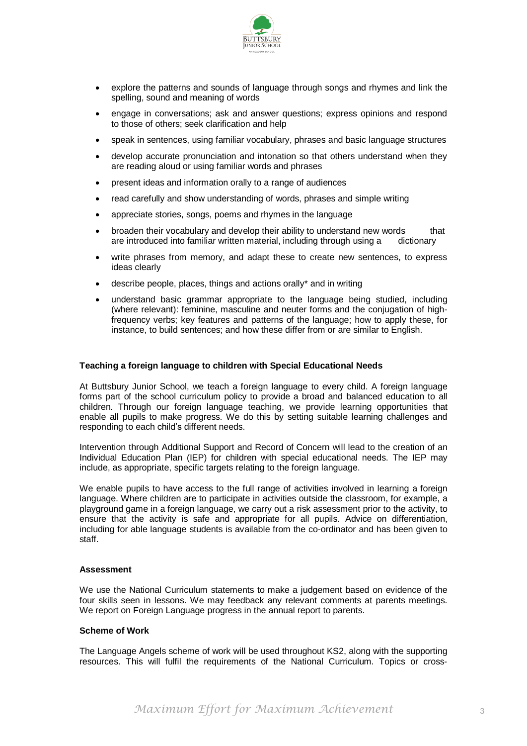- explore the patterns and sounds of language through songs and rhymes and link the spelling, sound and meaning of words
- engage in conversations; ask and answer questions; express opinions and respond to those of others; seek clarification and help
- speak in sentences, using familiar vocabulary, phrases and basic language structures
- develop accurate pronunciation and intonation so that others understand when they are reading aloud or using familiar words and phrases
- present ideas and information orally to a range of audiences
- read carefully and show understanding of words, phrases and simple writing
- appreciate stories, songs, poems and rhymes in the language
- broaden their vocabulary and develop their ability to understand new words that are introduced into familiar written material, including through using a dictionary
- write phrases from memory, and adapt these to create new sentences, to express ideas clearly
- describe people, places, things and actions orally* and in writing
- understand basic grammar appropriate to the language being studied, including (where relevant): feminine, masculine and neuter forms and the conjugation of high-frequency verbs; key features and patterns of the language; how to apply these, for instance, to build sentences; and how these differ from or are similar to English.

**Teaching a foreign language to children with Special Educational Needs**

At Buttsbury Junior School, we teach a foreign language to every child. A foreign language forms part of the school curriculum policy to provide a broad and balanced education to all children. Through our foreign language teaching, we provide learning opportunities that enable all pupils to make progress. We do this by setting suitable learning challenges and responding to each child's different needs.

Intervention through Additional Support and Record of Concern will lead to the creation of an Individual Education Plan (IEP) for children with special educational needs. The IEP may include, as appropriate, specific targets relating to the foreign language.

We enable pupils to have access to the full range of activities involved in learning a foreign language. Where children are to participate in activities outside the classroom, for example, a playground game in a foreign language, we carry out a risk assessment prior to the activity, to ensure that the activity is safe and appropriate for all pupils. Advice on differentiation, including for able language students is available from the co-ordinator and has been given to staff.

**Assessment**

We use the National Curriculum statements to make a judgement based on evidence of the four skills seen in lessons. We may feedback any relevant comments at parents meetings. We report on Foreign Language progress in the annual report to parents.

**Scheme of Work**

The Language Angels scheme of work will be used throughout KS2, along with the supporting resources. This will fulfil the requirements of the National Curriculum. Topics or cross-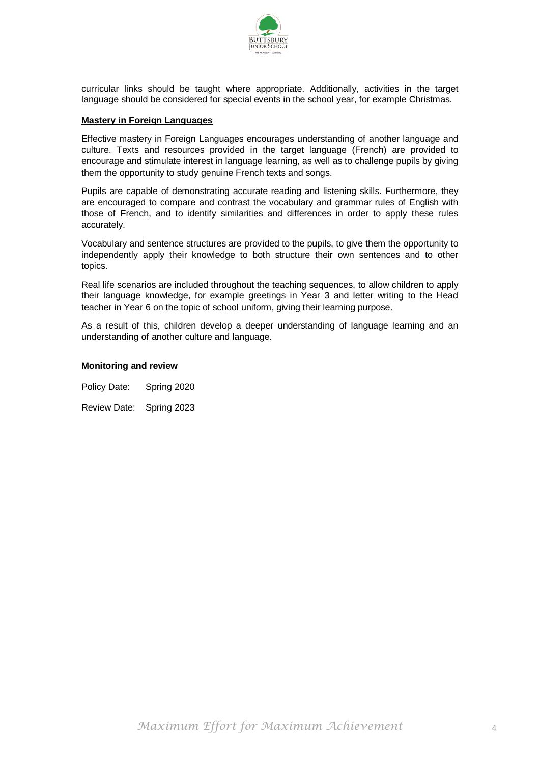curricular links should be taught where appropriate. Additionally, activities in the target language should be considered for special events in the school year, for example Christmas.

## Mastery in Foreign Languages

Effective mastery in Foreign Languages encourages understanding of another language and culture. Texts and resources provided in the target language (French) are provided to encourage and stimulate interest in language learning, as well as to challenge pupils by giving them the opportunity to study genuine French texts and songs.

Pupils are capable of demonstrating accurate reading and listening skills. Furthermore, they are encouraged to compare and contrast the vocabulary and grammar rules of English with those of French, and to identify similarities and differences in order to apply these rules accurately.

Vocabulary and sentence structures are provided to the pupils, to give them the opportunity to independently apply their knowledge to both structure their own sentences and to other topics.

Real life scenarios are included throughout the teaching sequences, to allow children to apply their language knowledge, for example greetings in Year 3 and letter writing to the Head teacher in Year 6 on the topic of school uniform, giving their learning purpose.

As a result of this, children develop a deeper understanding of language learning and an understanding of another culture and language.

**Monitoring and review**

Policy Date: Spring 2020

Review Date: Spring 2023